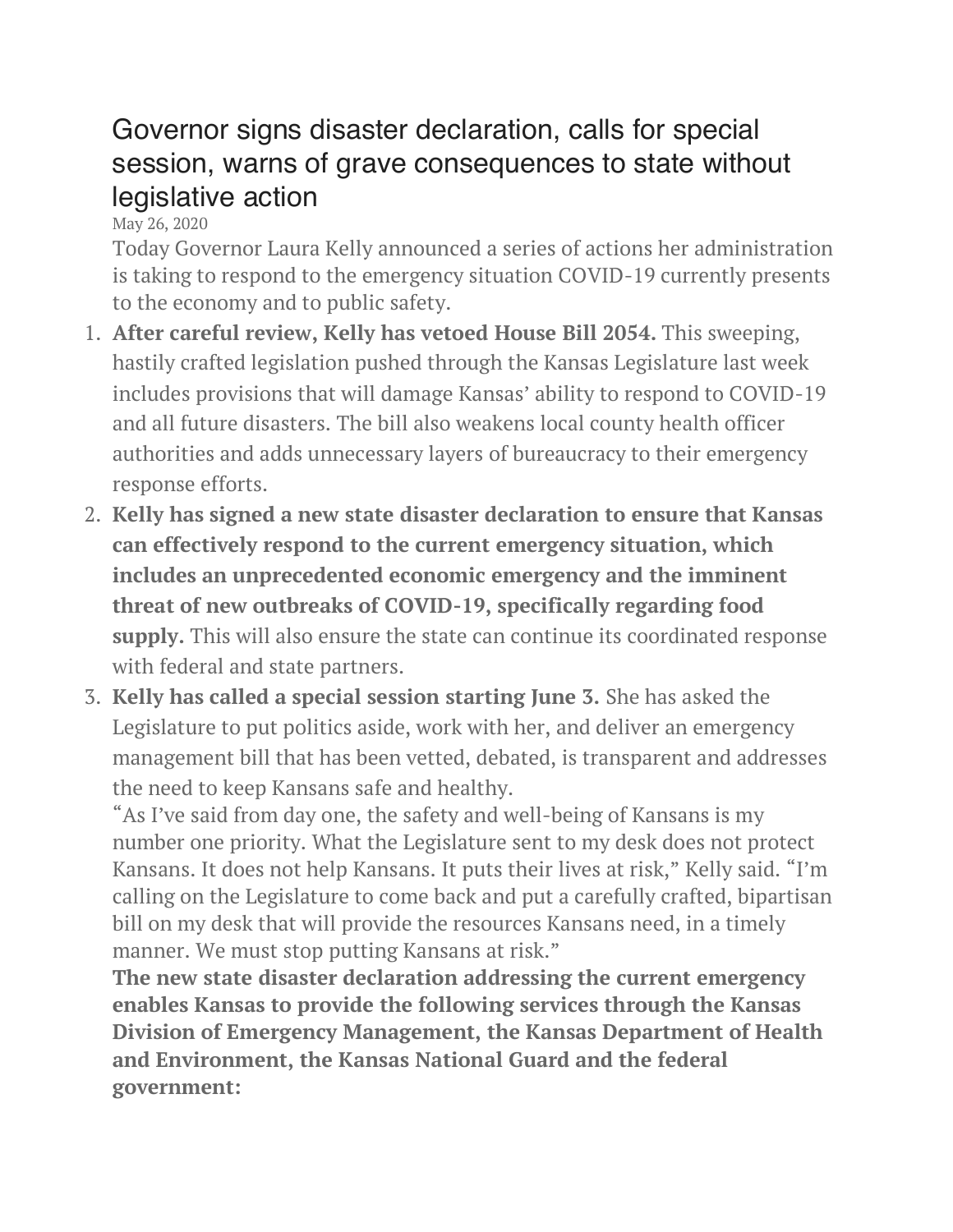# Governor signs disaster declaration, calls for special session, warns of grave consequences to state without legislative action

May 26, 2020

Today Governor Laura Kelly announced a series of actions her administration is taking to respond to the emergency situation COVID-19 currently presents to the economy and to public safety.

1. **After careful review, Kelly has vetoed House Bill 2054.** This sweeping, hastily crafted legislation pushed through the Kansas Legislature last week includes provisions that will damage Kansas' ability to respond to COVID-19 and all future disasters. The bill also weakens local county health officer authorities and adds unnecessary layers of bureaucracy to their emergency response efforts.
2. **Kelly has signed a new state disaster declaration to ensure that Kansas can effectively respond to the current emergency situation, which includes an unprecedented economic emergency and the imminent threat of new outbreaks of COVID-19, specifically regarding food supply.** This will also ensure the state can continue its coordinated response with federal and state partners.
3. **Kelly has called a special session starting June 3.** She has asked the Legislature to put politics aside, work with her, and deliver an emergency management bill that has been vetted, debated, is transparent and addresses the need to keep Kansans safe and healthy.

"As I've said from day one, the safety and well-being of Kansans is my number one priority. What the Legislature sent to my desk does not protect Kansans. It does not help Kansans. It puts their lives at risk," Kelly said. "I'm calling on the Legislature to come back and put a carefully crafted, bipartisan bill on my desk that will provide the resources Kansans need, in a timely manner. We must stop putting Kansans at risk."

**The new state disaster declaration addressing the current emergency enables Kansas to provide the following services through the Kansas Division of Emergency Management, the Kansas Department of Health and Environment, the Kansas National Guard and the federal government:**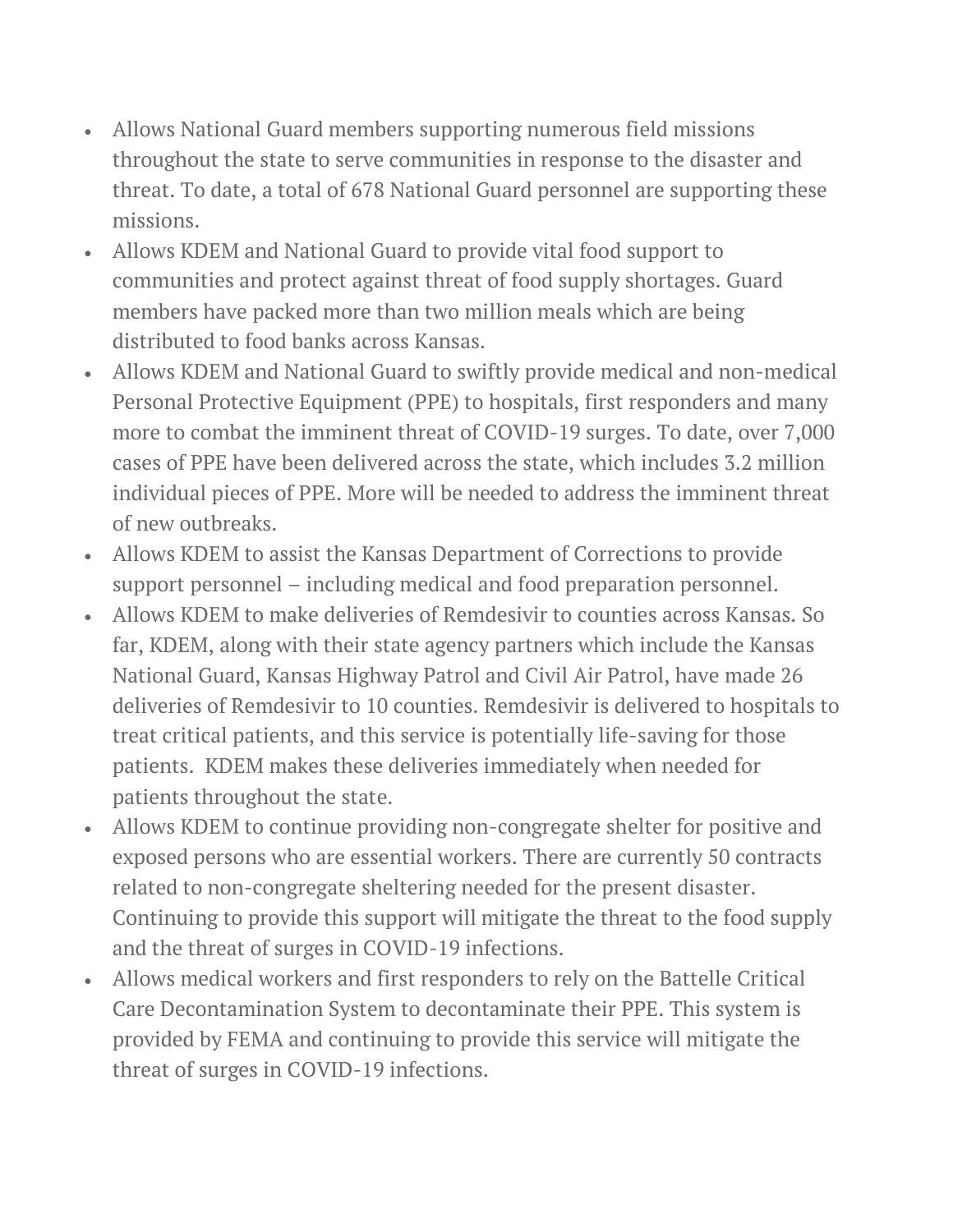- Allows National Guard members supporting numerous field missions throughout the state to serve communities in response to the disaster and threat. To date, a total of 678 National Guard personnel are supporting these missions.
- Allows KDEM and National Guard to provide vital food support to communities and protect against threat of food supply shortages. Guard members have packed more than two million meals which are being distributed to food banks across Kansas.
- Allows KDEM and National Guard to swiftly provide medical and non-medical Personal Protective Equipment (PPE) to hospitals, first responders and many more to combat the imminent threat of COVID-19 surges. To date, over 7,000 cases of PPE have been delivered across the state, which includes 3.2 million individual pieces of PPE. More will be needed to address the imminent threat of new outbreaks.
- Allows KDEM to assist the Kansas Department of Corrections to provide support personnel – including medical and food preparation personnel.
- Allows KDEM to make deliveries of Remdesivir to counties across Kansas. So far, KDEM, along with their state agency partners which include the Kansas National Guard, Kansas Highway Patrol and Civil Air Patrol, have made 26 deliveries of Remdesivir to 10 counties. Remdesivir is delivered to hospitals to treat critical patients, and this service is potentially life-saving for those patients. KDEM makes these deliveries immediately when needed for patients throughout the state.
- Allows KDEM to continue providing non-congregate shelter for positive and exposed persons who are essential workers. There are currently 50 contracts related to non-congregate sheltering needed for the present disaster. Continuing to provide this support will mitigate the threat to the food supply and the threat of surges in COVID-19 infections.
- Allows medical workers and first responders to rely on the Battelle Critical Care Decontamination System to decontaminate their PPE. This system is provided by FEMA and continuing to provide this service will mitigate the threat of surges in COVID-19 infections.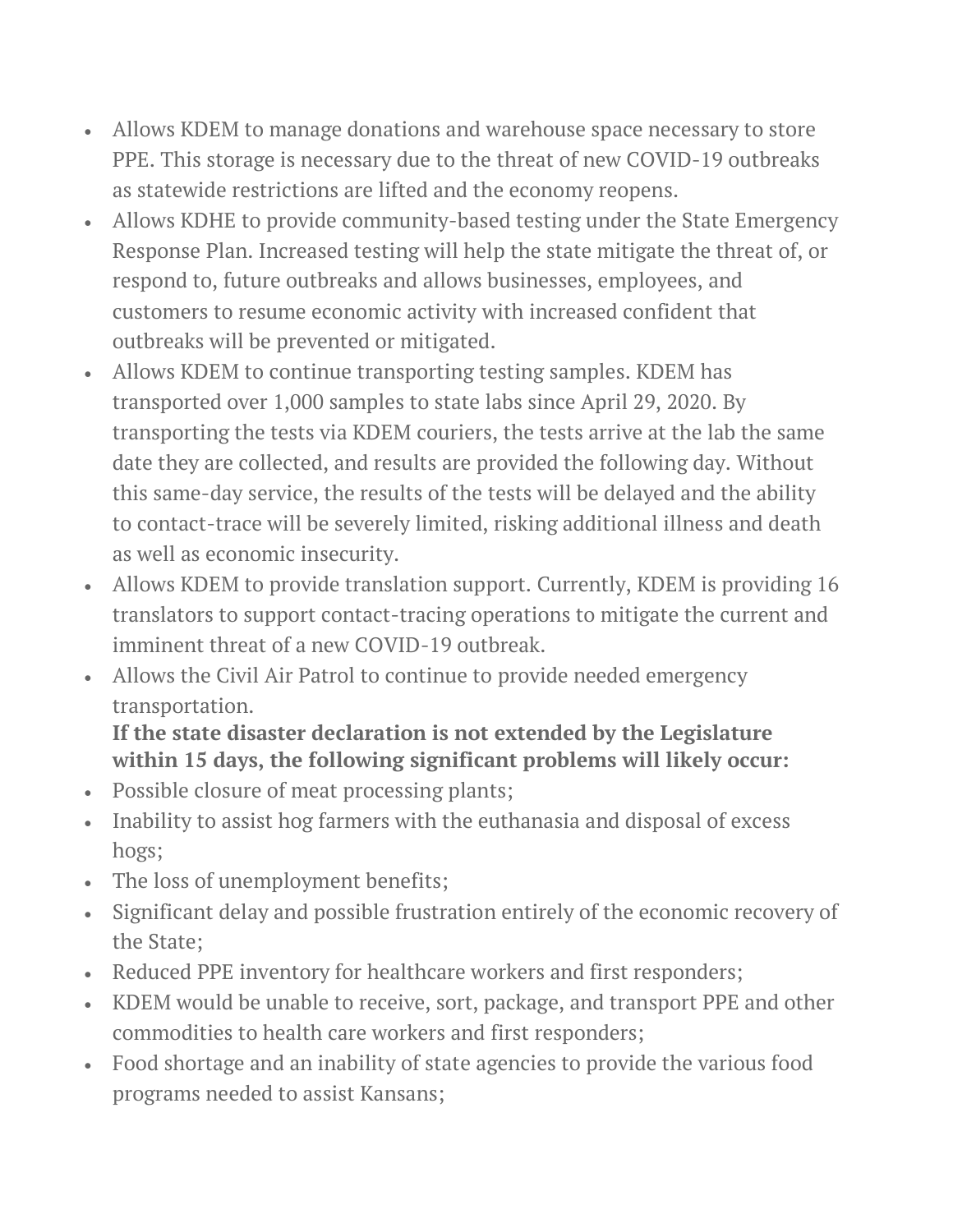- Allows KDEM to manage donations and warehouse space necessary to store PPE. This storage is necessary due to the threat of new COVID-19 outbreaks as statewide restrictions are lifted and the economy reopens.
- Allows KDHE to provide community-based testing under the State Emergency Response Plan. Increased testing will help the state mitigate the threat of, or respond to, future outbreaks and allows businesses, employees, and customers to resume economic activity with increased confident that outbreaks will be prevented or mitigated.
- Allows KDEM to continue transporting testing samples. KDEM has transported over 1,000 samples to state labs since April 29, 2020. By transporting the tests via KDEM couriers, the tests arrive at the lab the same date they are collected, and results are provided the following day. Without this same-day service, the results of the tests will be delayed and the ability to contact-trace will be severely limited, risking additional illness and death as well as economic insecurity.
- Allows KDEM to provide translation support. Currently, KDEM is providing 16 translators to support contact-tracing operations to mitigate the current and imminent threat of a new COVID-19 outbreak.
- Allows the Civil Air Patrol to continue to provide needed emergency transportation.

**If the state disaster declaration is not extended by the Legislature within 15 days, the following significant problems will likely occur:**

- Possible closure of meat processing plants;
- Inability to assist hog farmers with the euthanasia and disposal of excess hogs;
- The loss of unemployment benefits;
- Significant delay and possible frustration entirely of the economic recovery of the State;
- Reduced PPE inventory for healthcare workers and first responders;
- KDEM would be unable to receive, sort, package, and transport PPE and other commodities to health care workers and first responders;
- Food shortage and an inability of state agencies to provide the various food programs needed to assist Kansans;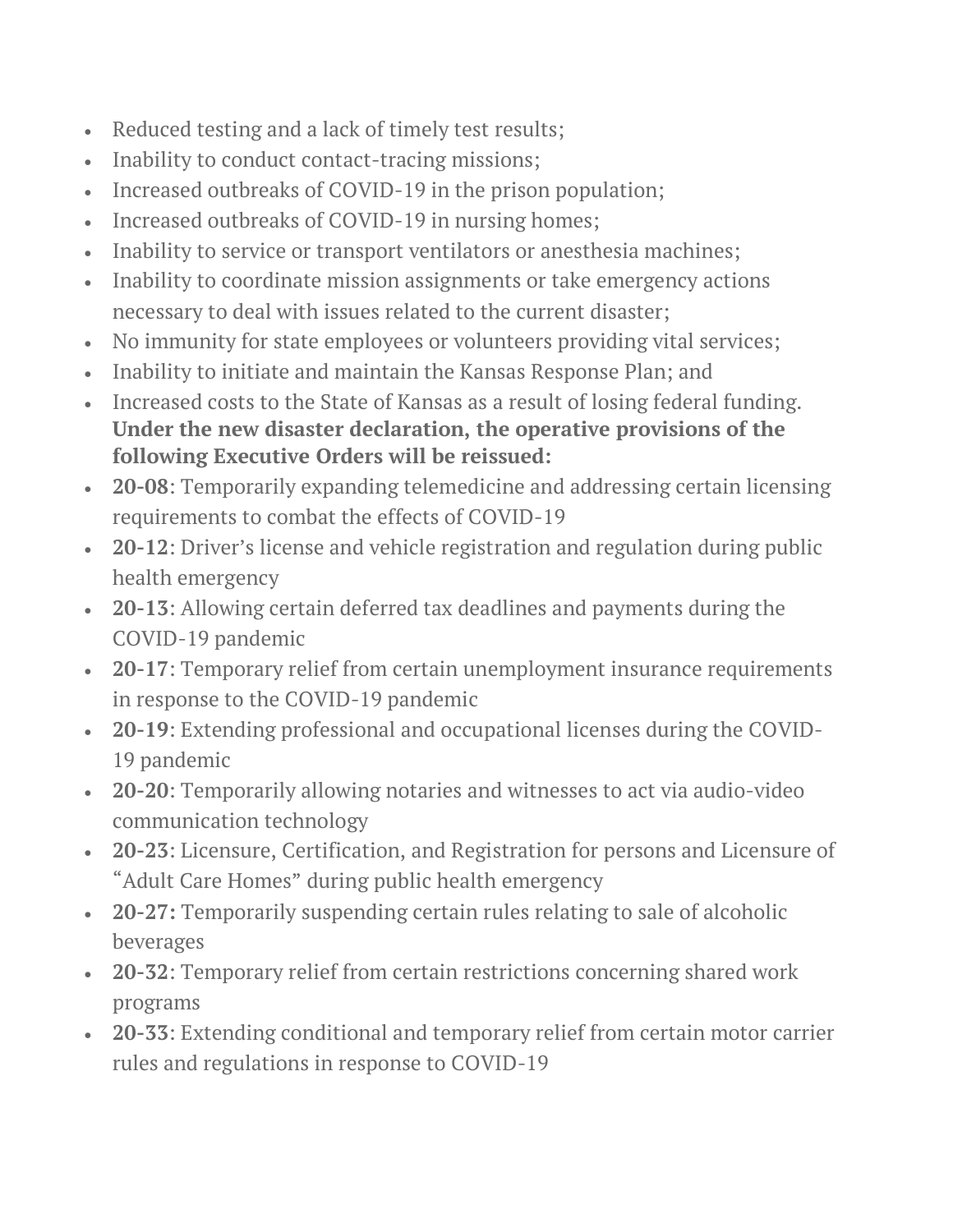- Reduced testing and a lack of timely test results;
- Inability to conduct contact-tracing missions;
- Increased outbreaks of COVID-19 in the prison population;
- Increased outbreaks of COVID-19 in nursing homes;
- Inability to service or transport ventilators or anesthesia machines;
- Inability to coordinate mission assignments or take emergency actions necessary to deal with issues related to the current disaster;
- No immunity for state employees or volunteers providing vital services;
- Inability to initiate and maintain the Kansas Response Plan; and
- Increased costs to the State of Kansas as a result of losing federal funding.

**Under the new disaster declaration, the operative provisions of the following Executive Orders will be reissued:**

- **20-08**: Temporarily expanding telemedicine and addressing certain licensing requirements to combat the effects of COVID-19
- **20-12**: Driver's license and vehicle registration and regulation during public health emergency
- **20-13**: Allowing certain deferred tax deadlines and payments during the COVID-19 pandemic
- **20-17**: Temporary relief from certain unemployment insurance requirements in response to the COVID-19 pandemic
- **20-19**: Extending professional and occupational licenses during the COVID-19 pandemic
- **20-20**: Temporarily allowing notaries and witnesses to act via audio-video communication technology
- **20-23**: Licensure, Certification, and Registration for persons and Licensure of "Adult Care Homes" during public health emergency
- **20-27:** Temporarily suspending certain rules relating to sale of alcoholic beverages
- **20-32**: Temporary relief from certain restrictions concerning shared work programs
- **20-33**: Extending conditional and temporary relief from certain motor carrier rules and regulations in response to COVID-19